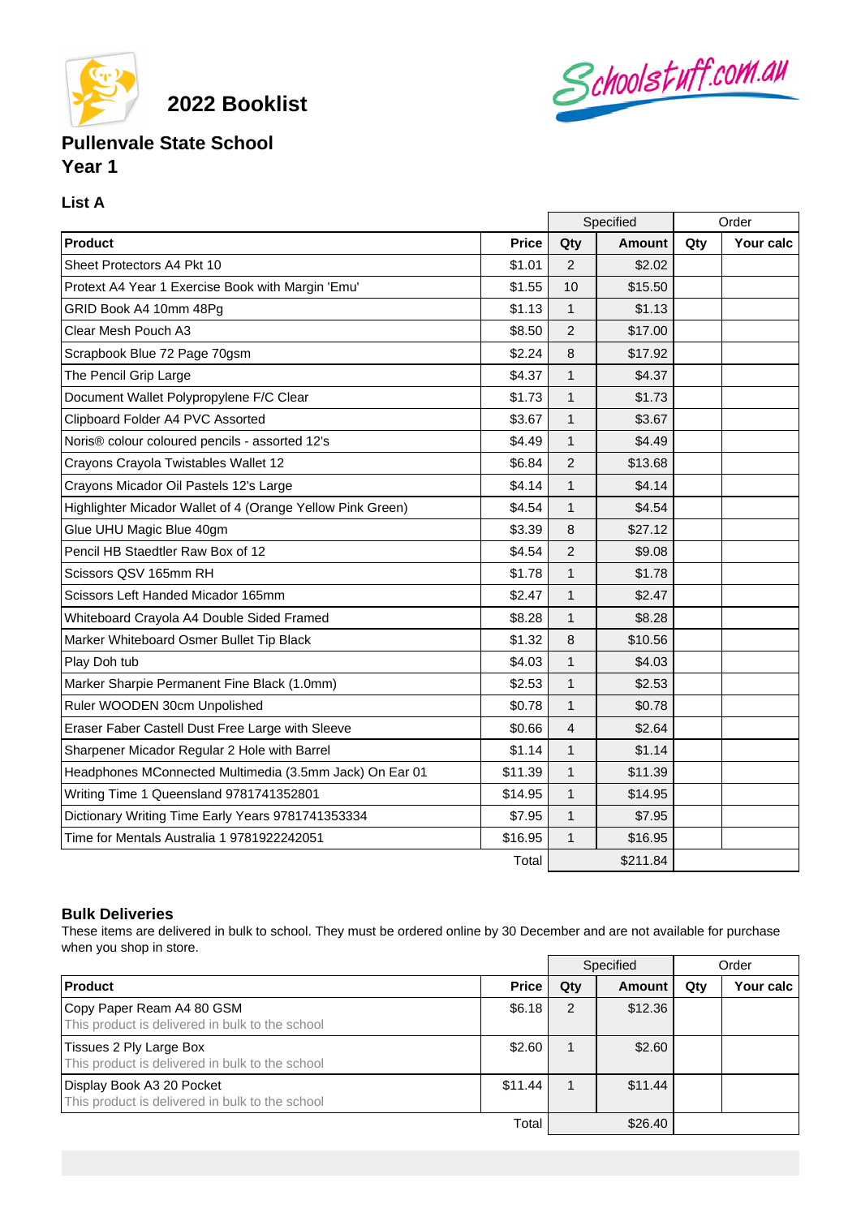# 2022 Booklist

## Pullenvale State School
## Year 1

### List A

| | | Specified | | Order | |
|---|---|---|---|---|---|
| **Product** | **Price** | **Qty** | **Amount** | **Qty** | **Your calc** |
| Sheet Protectors A4 Pkt 10 | $1.01 | 2 | $2.02 | | |
| Protext A4 Year 1 Exercise Book with Margin 'Emu' | $1.55 | 10 | $15.50 | | |
| GRID Book A4 10mm 48Pg | $1.13 | 1 | $1.13 | | |
| Clear Mesh Pouch A3 | $8.50 | 2 | $17.00 | | |
| Scrapbook Blue 72 Page 70gsm | $2.24 | 8 | $17.92 | | |
| The Pencil Grip Large | $4.37 | 1 | $4.37 | | |
| Document Wallet Polypropylene F/C Clear | $1.73 | 1 | $1.73 | | |
| Clipboard Folder A4 PVC Assorted | $3.67 | 1 | $3.67 | | |
| Noris® colour coloured pencils - assorted 12's | $4.49 | 1 | $4.49 | | |
| Crayons Crayola Twistables Wallet 12 | $6.84 | 2 | $13.68 | | |
| Crayons Micador Oil Pastels 12's Large | $4.14 | 1 | $4.14 | | |
| Highlighter Micador Wallet of 4 (Orange Yellow Pink Green) | $4.54 | 1 | $4.54 | | |
| Glue UHU Magic Blue 40gm | $3.39 | 8 | $27.12 | | |
| Pencil HB Staedtler Raw Box of 12 | $4.54 | 2 | $9.08 | | |
| Scissors QSV 165mm RH | $1.78 | 1 | $1.78 | | |
| Scissors Left Handed Micador 165mm | $2.47 | 1 | $2.47 | | |
| Whiteboard Crayola A4 Double Sided Framed | $8.28 | 1 | $8.28 | | |
| Marker Whiteboard Osmer Bullet Tip Black | $1.32 | 8 | $10.56 | | |
| Play Doh tub | $4.03 | 1 | $4.03 | | |
| Marker Sharpie Permanent Fine Black (1.0mm) | $2.53 | 1 | $2.53 | | |
| Ruler WOODEN 30cm Unpolished | $0.78 | 1 | $0.78 | | |
| Eraser Faber Castell Dust Free Large with Sleeve | $0.66 | 4 | $2.64 | | |
| Sharpener Micador Regular 2 Hole with Barrel | $1.14 | 1 | $1.14 | | |
| Headphones MConnected Multimedia (3.5mm Jack) On Ear 01 | $11.39 | 1 | $11.39 | | |
| Writing Time 1 Queensland 9781741352801 | $14.95 | 1 | $14.95 | | |
| Dictionary Writing Time Early Years 9781741353334 | $7.95 | 1 | $7.95 | | |
| Time for Mentals Australia 1 9781922242051 | $16.95 | 1 | $16.95 | | |
| | Total | | $211.84 | | |

### Bulk Deliveries

These items are delivered in bulk to school. They must be ordered online by 30 December and are not available for purchase when you shop in store.

| | | Specified | | Order | |
|---|---|---|---|---|---|
| **Product** | **Price** | **Qty** | **Amount** | **Qty** | **Your calc** |
| Copy Paper Ream A4 80 GSM<br>This product is delivered in bulk to the school | $6.18 | 2 | $12.36 | | |
| Tissues 2 Ply Large Box<br>This product is delivered in bulk to the school | $2.60 | 1 | $2.60 | | |
| Display Book A3 20 Pocket<br>This product is delivered in bulk to the school | $11.44 | 1 | $11.44 | | |
| | Total | | $26.40 | | |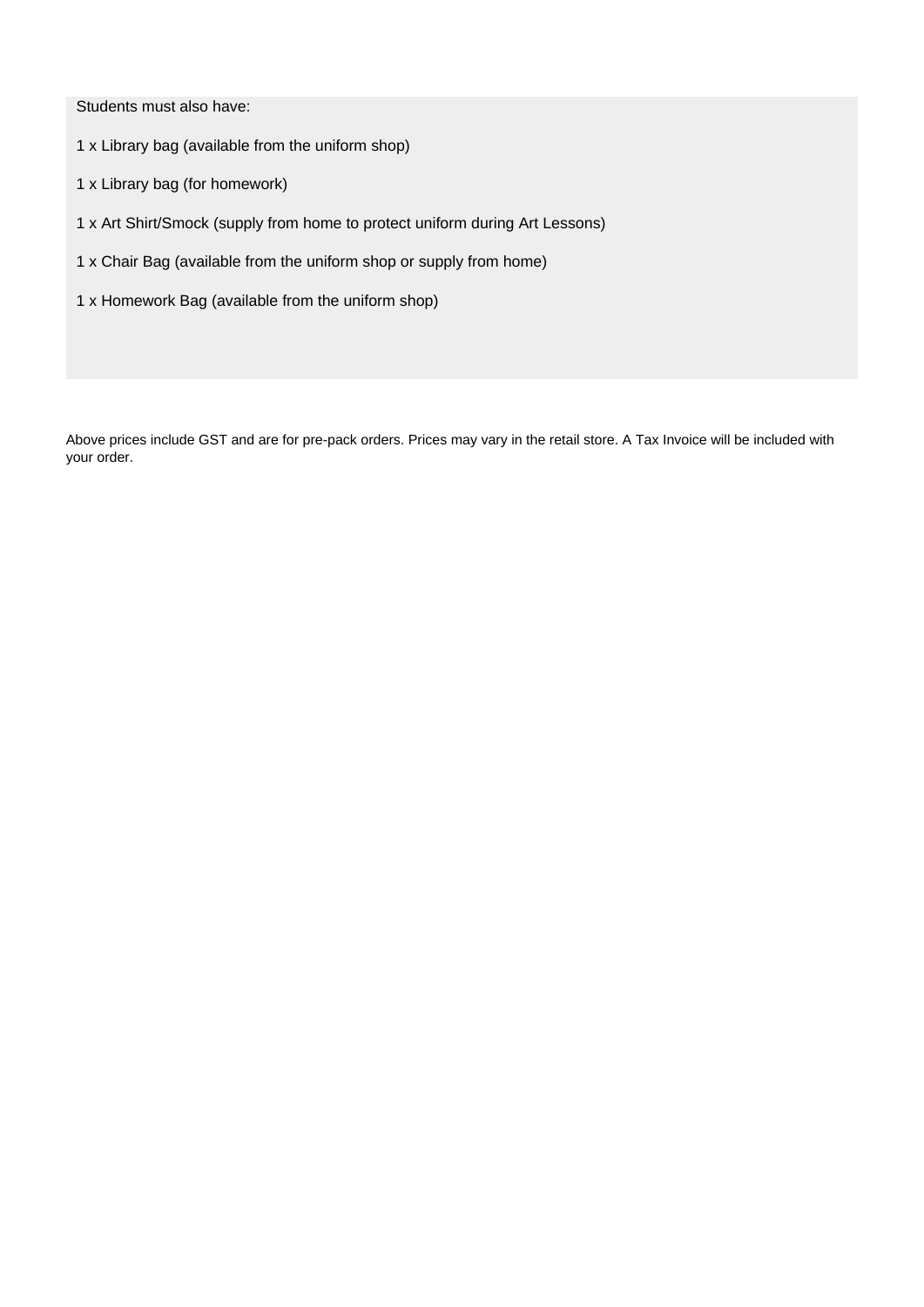Students must also have:

1 x Library bag (available from the uniform shop)

1 x Library bag (for homework)

1 x Art Shirt/Smock (supply from home to protect uniform during Art Lessons)

1 x Chair Bag (available from the uniform shop or supply from home)

1 x Homework Bag (available from the uniform shop)

Above prices include GST and are for pre-pack orders. Prices may vary in the retail store. A Tax Invoice will be included with your order.